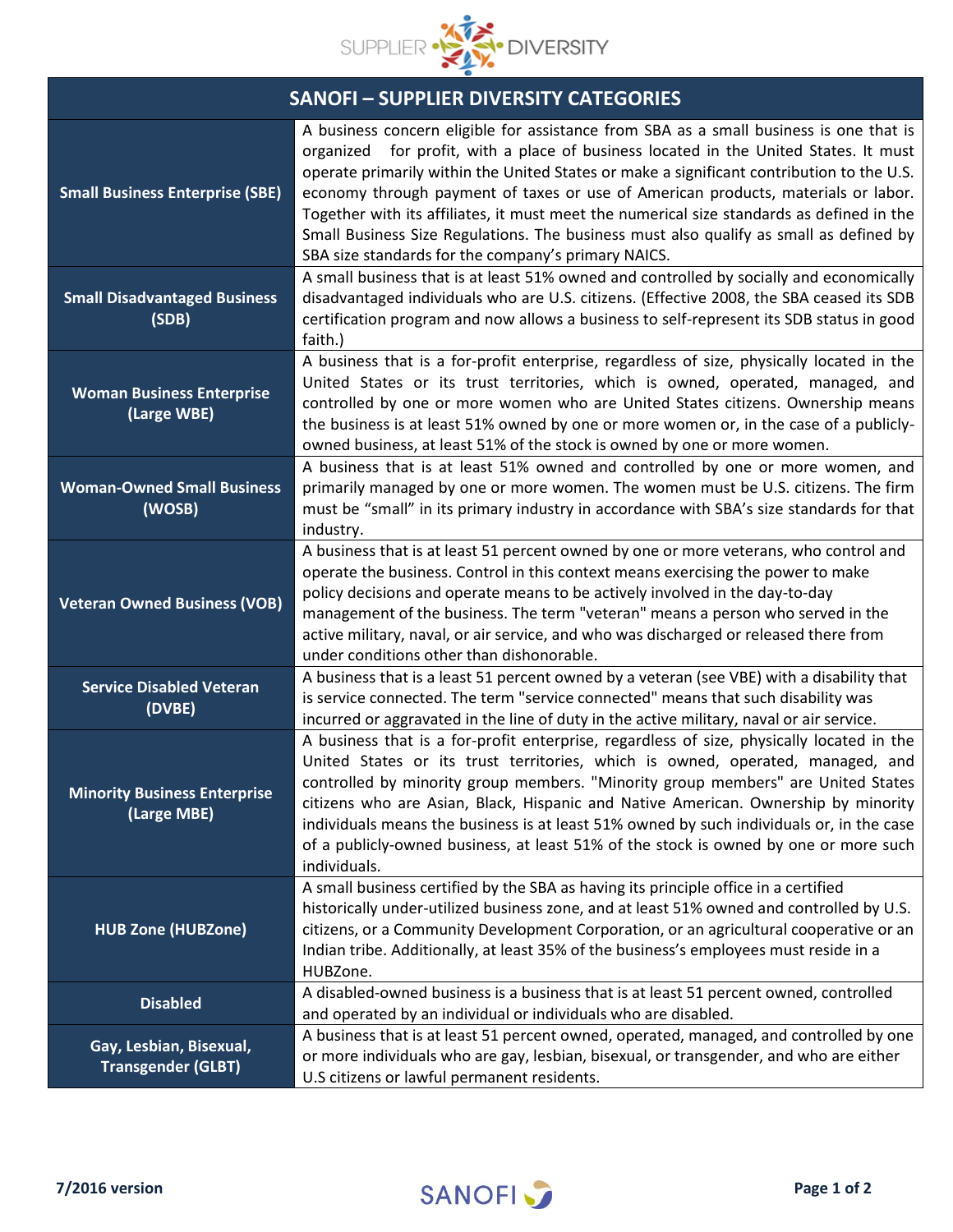SUPPLIER DIVERSITY

| SANOFI – SUPPLIER DIVERSITY CATEGORIES | |
|---|---|
| **Small Business Enterprise (SBE)** | A business concern eligible for assistance from SBA as a small business is one that is organized for profit, with a place of business located in the United States. It must operate primarily within the United States or make a significant contribution to the U.S. economy through payment of taxes or use of American products, materials or labor. Together with its affiliates, it must meet the numerical size standards as defined in the Small Business Size Regulations. The business must also qualify as small as defined by SBA size standards for the company's primary NAICS. |
| **Small Disadvantaged Business (SDB)** | A small business that is at least 51% owned and controlled by socially and economically disadvantaged individuals who are U.S. citizens. (Effective 2008, the SBA ceased its SDB certification program and now allows a business to self-represent its SDB status in good faith.) |
| **Woman Business Enterprise (Large WBE)** | A business that is a for-profit enterprise, regardless of size, physically located in the United States or its trust territories, which is owned, operated, managed, and controlled by one or more women who are United States citizens. Ownership means the business is at least 51% owned by one or more women or, in the case of a publicly-owned business, at least 51% of the stock is owned by one or more women. |
| **Woman-Owned Small Business (WOSB)** | A business that is at least 51% owned and controlled by one or more women, and primarily managed by one or more women. The women must be U.S. citizens. The firm must be "small" in its primary industry in accordance with SBA's size standards for that industry. |
| **Veteran Owned Business (VOB)** | A business that is at least 51 percent owned by one or more veterans, who control and operate the business. Control in this context means exercising the power to make policy decisions and operate means to be actively involved in the day-to-day management of the business. The term "veteran" means a person who served in the active military, naval, or air service, and who was discharged or released there from under conditions other than dishonorable. |
| **Service Disabled Veteran (DVBE)** | A business that is a least 51 percent owned by a veteran (see VBE) with a disability that is service connected. The term "service connected" means that such disability was incurred or aggravated in the line of duty in the active military, naval or air service. |
| **Minority Business Enterprise (Large MBE)** | A business that is a for-profit enterprise, regardless of size, physically located in the United States or its trust territories, which is owned, operated, managed, and controlled by minority group members. "Minority group members" are United States citizens who are Asian, Black, Hispanic and Native American. Ownership by minority individuals means the business is at least 51% owned by such individuals or, in the case of a publicly-owned business, at least 51% of the stock is owned by one or more such individuals. |
| **HUB Zone (HUBZone)** | A small business certified by the SBA as having its principle office in a certified historically under-utilized business zone, and at least 51% owned and controlled by U.S. citizens, or a Community Development Corporation, or an agricultural cooperative or an Indian tribe. Additionally, at least 35% of the business's employees must reside in a HUBZone. |
| **Disabled** | A disabled-owned business is a business that is at least 51 percent owned, controlled and operated by an individual or individuals who are disabled. |
| **Gay, Lesbian, Bisexual, Transgender (GLBT)** | A business that is at least 51 percent owned, operated, managed, and controlled by one or more individuals who are gay, lesbian, bisexual, or transgender, and who are either U.S citizens or lawful permanent residents. |

7/2016 version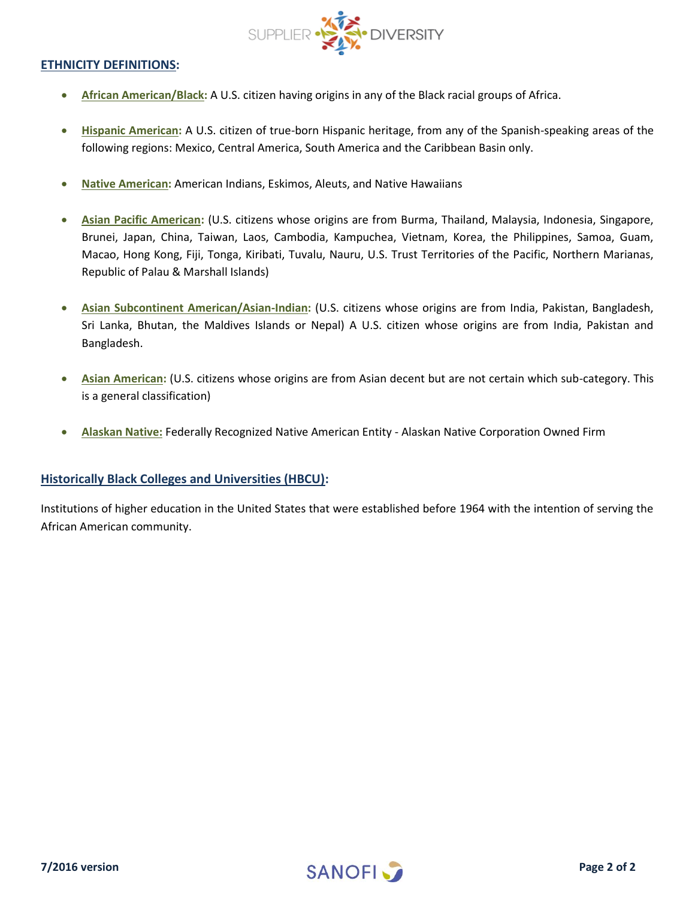## ETHNICITY DEFINITIONS:

- **African American/Black:** A U.S. citizen having origins in any of the Black racial groups of Africa.
- **Hispanic American:** A U.S. citizen of true-born Hispanic heritage, from any of the Spanish-speaking areas of the following regions: Mexico, Central America, South America and the Caribbean Basin only.
- **Native American:** American Indians, Eskimos, Aleuts, and Native Hawaiians
- **Asian Pacific American:** (U.S. citizens whose origins are from Burma, Thailand, Malaysia, Indonesia, Singapore, Brunei, Japan, China, Taiwan, Laos, Cambodia, Kampuchea, Vietnam, Korea, the Philippines, Samoa, Guam, Macao, Hong Kong, Fiji, Tonga, Kiribati, Tuvalu, Nauru, U.S. Trust Territories of the Pacific, Northern Marianas, Republic of Palau & Marshall Islands)
- **Asian Subcontinent American/Asian-Indian:** (U.S. citizens whose origins are from India, Pakistan, Bangladesh, Sri Lanka, Bhutan, the Maldives Islands or Nepal) A U.S. citizen whose origins are from India, Pakistan and Bangladesh.
- **Asian American:** (U.S. citizens whose origins are from Asian decent but are not certain which sub-category. This is a general classification)
- **Alaskan Native:** Federally Recognized Native American Entity - Alaskan Native Corporation Owned Firm

## Historically Black Colleges and Universities (HBCU):

Institutions of higher education in the United States that were established before 1964 with the intention of serving the African American community.

**7/2016 version**